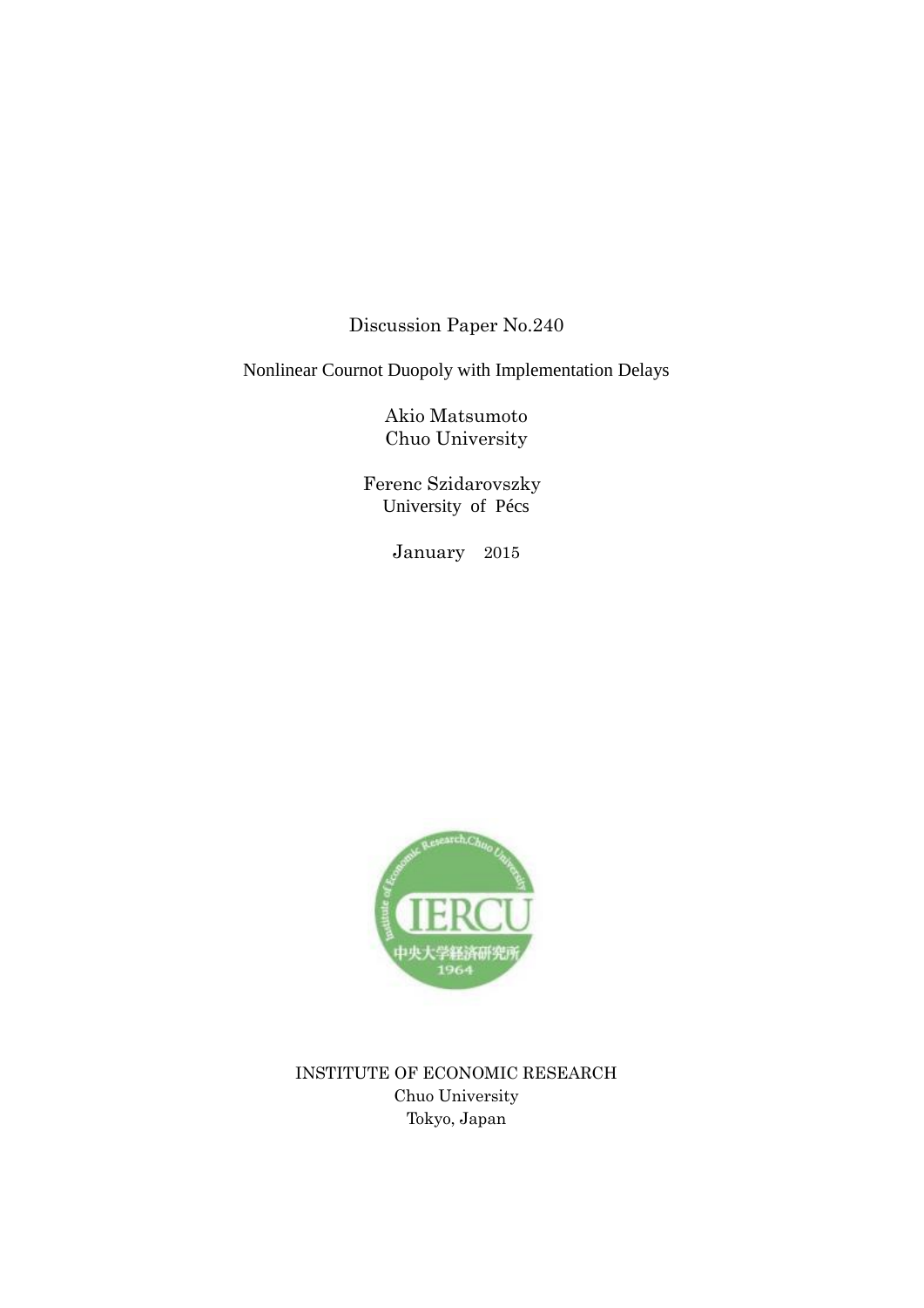Discussion Paper No.240

Nonlinear Cournot Duopoly with Implementation Delays

Akio Matsumoto
Chuo University

Ferenc Szidarovszky
University of Pécs

January 2015

INSTITUTE OF ECONOMIC RESEARCH
Chuo University
Tokyo, Japan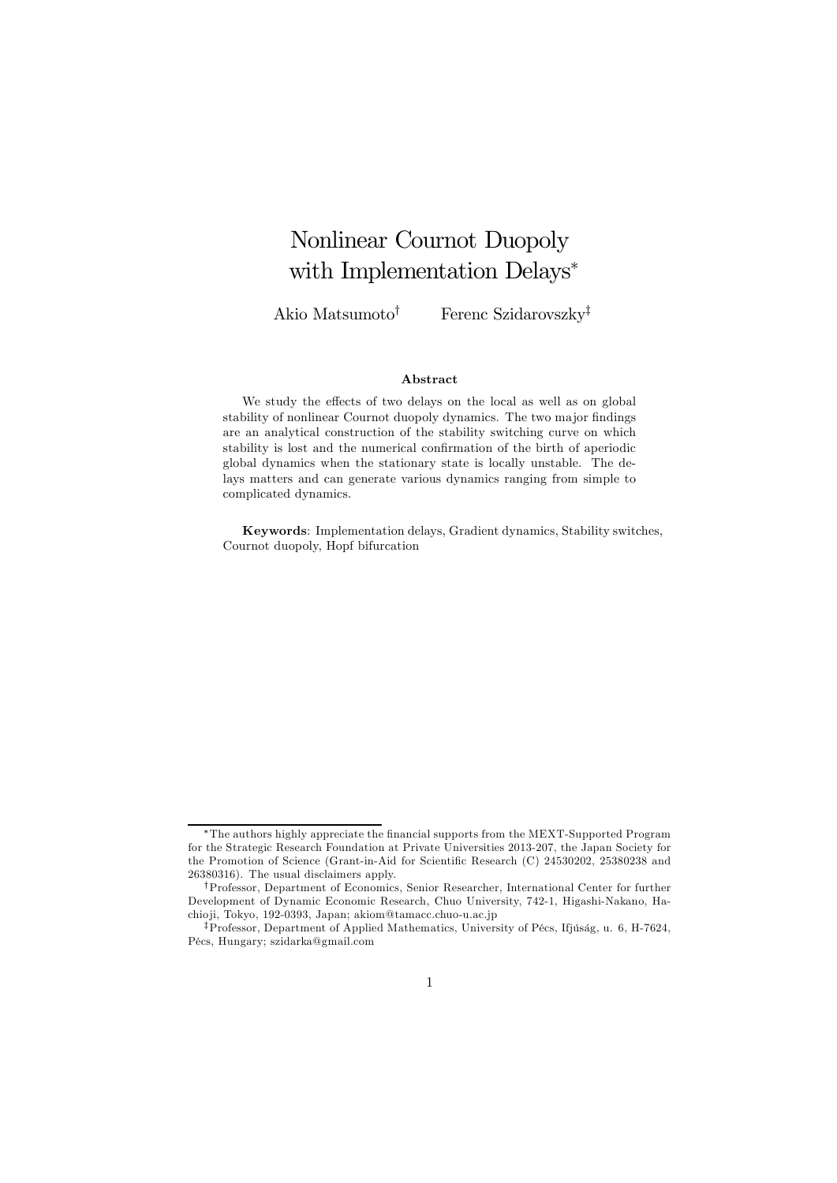# Nonlinear Cournot Duopoly with Implementation Delays*

Akio Matsumoto† Ferenc Szidarovszky‡

**Abstract**

We study the effects of two delays on the local as well as on global stability of nonlinear Cournot duopoly dynamics. The two major findings are an analytical construction of the stability switching curve on which stability is lost and the numerical confirmation of the birth of aperiodic global dynamics when the stationary state is locally unstable. The delays matters and can generate various dynamics ranging from simple to complicated dynamics.

**Keywords**: Implementation delays, Gradient dynamics, Stability switches, Cournot duopoly, Hopf bifurcation

---

*The authors highly appreciate the financial supports from the MEXT-Supported Program for the Strategic Research Foundation at Private Universities 2013-207, the Japan Society for the Promotion of Science (Grant-in-Aid for Scientific Research (C) 24530202, 25380238 and 26380316). The usual disclaimers apply.

†Professor, Department of Economics, Senior Researcher, International Center for further Development of Dynamic Economic Research, Chuo University, 742-1, Higashi-Nakano, Hachioji, Tokyo, 192-0393, Japan; akiom@tamacc.chuo-u.ac.jp

‡Professor, Department of Applied Mathematics, University of Pécs, Ifjúság, u. 6, H-7624, Pécs, Hungary; szidarka@gmail.com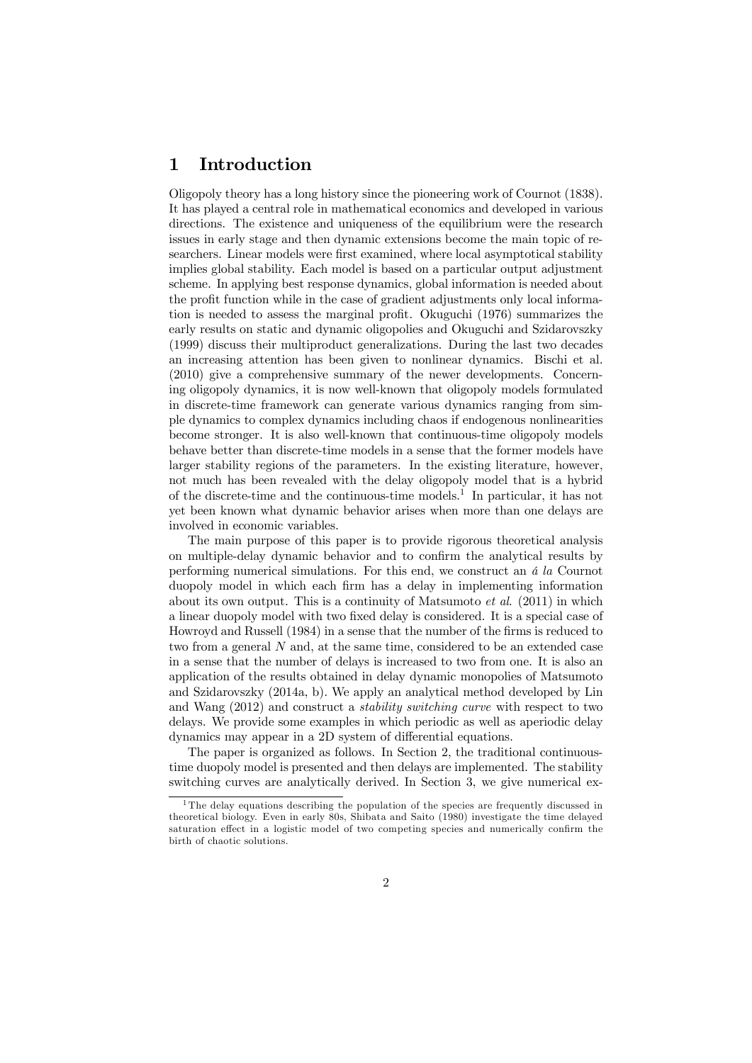# 1 Introduction

Oligopoly theory has a long history since the pioneering work of Cournot (1838). It has played a central role in mathematical economics and developed in various directions. The existence and uniqueness of the equilibrium were the research issues in early stage and then dynamic extensions become the main topic of researchers. Linear models were first examined, where local asymptotical stability implies global stability. Each model is based on a particular output adjustment scheme. In applying best response dynamics, global information is needed about the profit function while in the case of gradient adjustments only local information is needed to assess the marginal profit. Okuguchi (1976) summarizes the early results on static and dynamic oligopolies and Okuguchi and Szidarovszky (1999) discuss their multiproduct generalizations. During the last two decades an increasing attention has been given to nonlinear dynamics. Bischi et al. (2010) give a comprehensive summary of the newer developments. Concerning oligopoly dynamics, it is now well-known that oligopoly models formulated in discrete-time framework can generate various dynamics ranging from simple dynamics to complex dynamics including chaos if endogenous nonlinearities become stronger. It is also well-known that continuous-time oligopoly models behave better than discrete-time models in a sense that the former models have larger stability regions of the parameters. In the existing literature, however, not much has been revealed with the delay oligopoly model that is a hybrid of the discrete-time and the continuous-time models.[1] In particular, it has not yet been known what dynamic behavior arises when more than one delays are involved in economic variables.

The main purpose of this paper is to provide rigorous theoretical analysis on multiple-delay dynamic behavior and to confirm the analytical results by performing numerical simulations. For this end, we construct an *á la* Cournot duopoly model in which each firm has a delay in implementing information about its own output. This is a continuity of Matsumoto *et al*. (2011) in which a linear duopoly model with two fixed delay is considered. It is a special case of Howroyd and Russell (1984) in a sense that the number of the firms is reduced to two from a general $N$ and, at the same time, considered to be an extended case in a sense that the number of delays is increased to two from one. It is also an application of the results obtained in delay dynamic monopolies of Matsumoto and Szidarovszky (2014a, b). We apply an analytical method developed by Lin and Wang (2012) and construct a *stability switching curve* with respect to two delays. We provide some examples in which periodic as well as aperiodic delay dynamics may appear in a 2D system of differential equations.

The paper is organized as follows. In Section 2, the traditional continuous-time duopoly model is presented and then delays are implemented. The stability switching curves are analytically derived. In Section 3, we give numerical ex-

[1] The delay equations describing the population of the species are frequently discussed in theoretical biology. Even in early 80s, Shibata and Saito (1980) investigate the time delayed saturation effect in a logistic model of two competing species and numerically confirm the birth of chaotic solutions.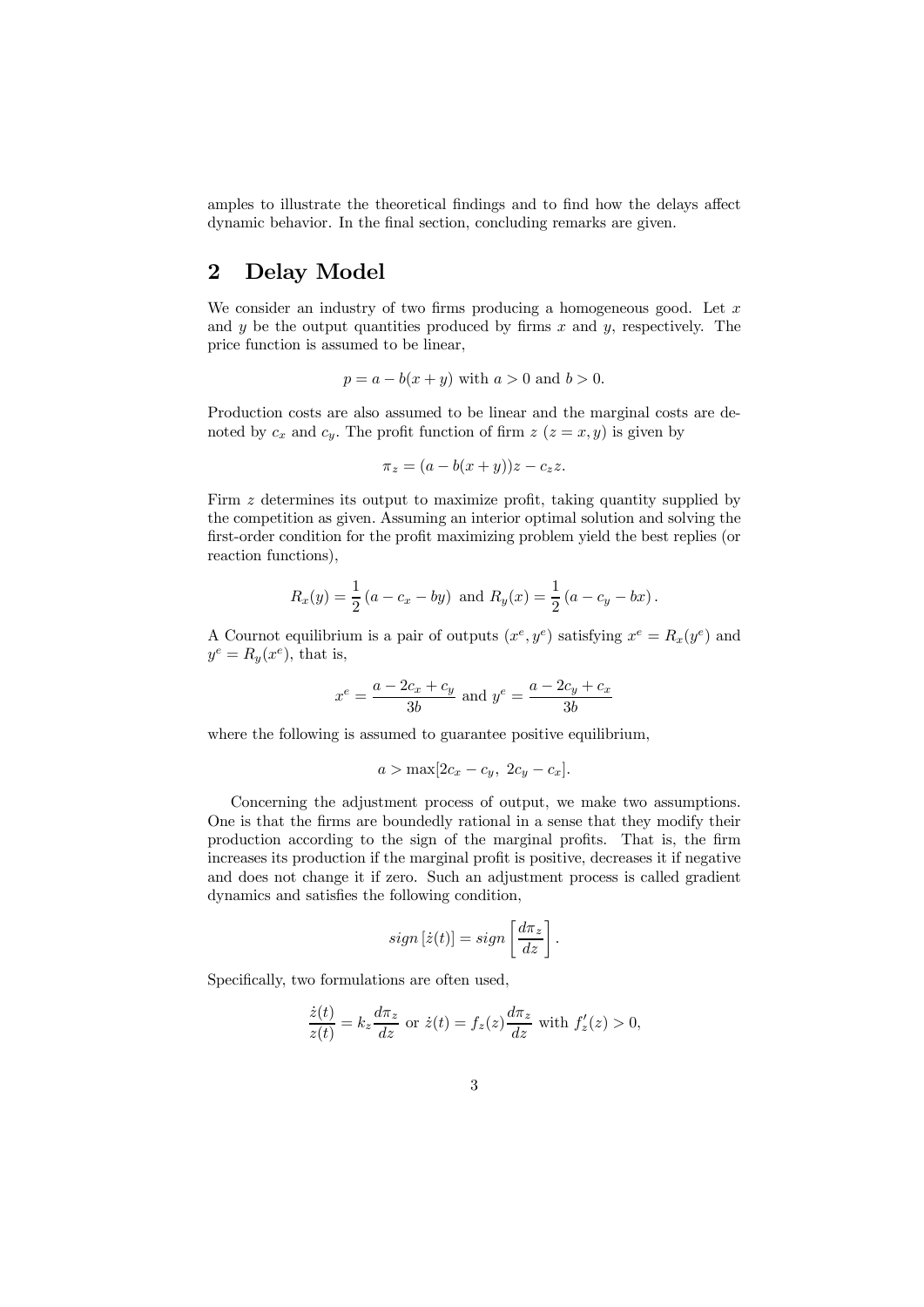amples to illustrate the theoretical findings and to find how the delays affect dynamic behavior. In the final section, concluding remarks are given.

## 2 Delay Model

We consider an industry of two firms producing a homogeneous good. Let $x$ and $y$ be the output quantities produced by firms $x$ and $y$, respectively. The price function is assumed to be linear,

$$p = a - b(x+y) \text{ with } a > 0 \text{ and } b > 0.$$

Production costs are also assumed to be linear and the marginal costs are denoted by $c_x$ and $c_y$. The profit function of firm $z$ $(z = x, y)$ is given by

$$\pi_z = (a - b(x+y))z - c_z z.$$

Firm $z$ determines its output to maximize profit, taking quantity supplied by the competition as given. Assuming an interior optimal solution and solving the first-order condition for the profit maximizing problem yield the best replies (or reaction functions),

$$R_x(y) = \frac{1}{2}\left(a - c_x - by\right) \text{ and } R_y(x) = \frac{1}{2}\left(a - c_y - bx\right).$$

A Cournot equilibrium is a pair of outputs $(x^e, y^e)$ satisfying $x^e = R_x(y^e)$ and $y^e = R_y(x^e)$, that is,

$$x^e = \frac{a - 2c_x + c_y}{3b} \text{ and } y^e = \frac{a - 2c_y + c_x}{3b}$$

where the following is assumed to guarantee positive equilibrium,

$$a > \max[2c_x - c_y,\ 2c_y - c_x].$$

Concerning the adjustment process of output, we make two assumptions. One is that the firms are boundedly rational in a sense that they modify their production according to the sign of the marginal profits. That is, the firm increases its production if the marginal profit is positive, decreases it if negative and does not change it if zero. Such an adjustment process is called gradient dynamics and satisfies the following condition,

$$sign\left[\dot{z}(t)\right] = sign\left[\frac{d\pi_z}{dz}\right].$$

Specifically, two formulations are often used,

$$\frac{\dot{z}(t)}{z(t)} = k_z \frac{d\pi_z}{dz} \text{ or } \dot{z}(t) = f_z(z)\frac{d\pi_z}{dz} \text{ with } f_z'(z) > 0,$$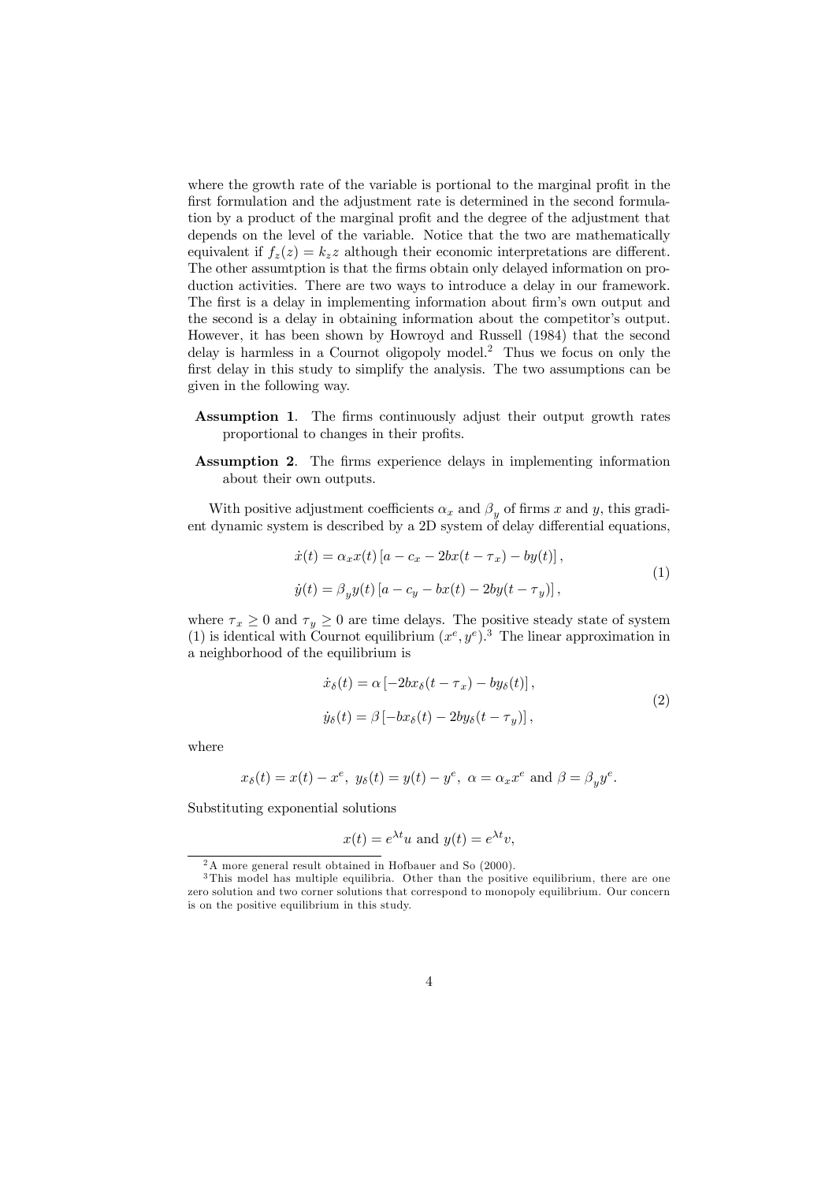where the growth rate of the variable is portional to the marginal profit in the first formulation and the adjustment rate is determined in the second formulation by a product of the marginal profit and the degree of the adjustment that depends on the level of the variable. Notice that the two are mathematically equivalent if $f_z(z) = k_z z$ although their economic interpretations are different. The other assumtption is that the firms obtain only delayed information on production activities. There are two ways to introduce a delay in our framework. The first is a delay in implementing information about firm's own output and the second is a delay in obtaining information about the competitor's output. However, it has been shown by Howroyd and Russell (1984) that the second delay is harmless in a Cournot oligopoly model.[2] Thus we focus on only the first delay in this study to simplify the analysis. The two assumptions can be given in the following way.

- **Assumption 1**. The firms continuously adjust their output growth rates proportional to changes in their profits.
- **Assumption 2**. The firms experience delays in implementing information about their own outputs.

With positive adjustment coefficients $\alpha_x$ and $\beta_y$ of firms $x$ and $y$, this gradient dynamic system is described by a 2D system of delay differential equations,

$$
\begin{aligned}
\dot{x}(t) &= \alpha_x x(t) \left[a - c_x - 2bx(t - \tau_x) - by(t)\right], \\
\dot{y}(t) &= \beta_y y(t) \left[a - c_y - bx(t) - 2by(t - \tau_y)\right],
\end{aligned}
\tag{1}
$$

where $\tau_x \geq 0$ and $\tau_y \geq 0$ are time delays. The positive steady state of system (1) is identical with Cournot equilibrium $(x^e, y^e)$.[3] The linear approximation in a neighborhood of the equilibrium is

$$
\begin{aligned}
\dot{x}_\delta(t) &= \alpha \left[-2bx_\delta(t - \tau_x) - by_\delta(t)\right], \\
\dot{y}_\delta(t) &= \beta \left[-bx_\delta(t) - 2by_\delta(t - \tau_y)\right],
\end{aligned}
\tag{2}
$$

where

$$
x_\delta(t) = x(t) - x^e, \; y_\delta(t) = y(t) - y^e, \; \alpha = \alpha_x x^e \text{ and } \beta = \beta_y y^e.
$$

Substituting exponential solutions

$$
x(t) = e^{\lambda t} u \text{ and } y(t) = e^{\lambda t} v,
$$

---

[2] A more general result obtained in Hofbauer and So (2000).

[3] This model has multiple equilibria. Other than the positive equilibrium, there are one zero solution and two corner solutions that correspond to monopoly equilibrium. Our concern is on the positive equilibrium in this study.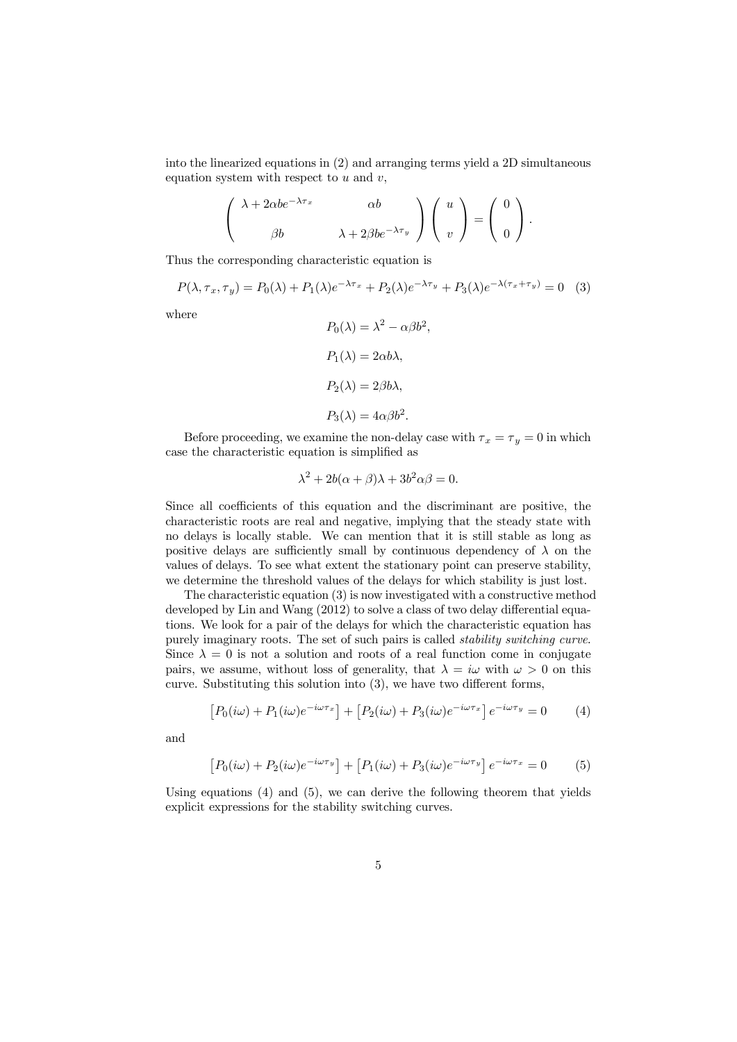into the linearized equations in (2) and arranging terms yield a 2D simultaneous equation system with respect to $u$ and $v$,

$$\begin{pmatrix} \lambda + 2\alpha b e^{-\lambda\tau_x} & \alpha b \\ \beta b & \lambda + 2\beta b e^{-\lambda\tau_y} \end{pmatrix} \begin{pmatrix} u \\ v \end{pmatrix} = \begin{pmatrix} 0 \\ 0 \end{pmatrix}.$$

Thus the corresponding characteristic equation is

$$P(\lambda, \tau_x, \tau_y) = P_0(\lambda) + P_1(\lambda)e^{-\lambda\tau_x} + P_2(\lambda)e^{-\lambda\tau_y} + P_3(\lambda)e^{-\lambda(\tau_x+\tau_y)} = 0 \quad (3)$$

where

$$P_0(\lambda) = \lambda^2 - \alpha\beta b^2,$$

$$P_1(\lambda) = 2\alpha b\lambda,$$

$$P_2(\lambda) = 2\beta b\lambda,$$

$$P_3(\lambda) = 4\alpha\beta b^2.$$

Before proceeding, we examine the non-delay case with $\tau_x = \tau_y = 0$ in which case the characteristic equation is simplified as

$$\lambda^2 + 2b(\alpha + \beta)\lambda + 3b^2\alpha\beta = 0.$$

Since all coefficients of this equation and the discriminant are positive, the characteristic roots are real and negative, implying that the steady state with no delays is locally stable. We can mention that it is still stable as long as positive delays are sufficiently small by continuous dependency of $\lambda$ on the values of delays. To see what extent the stationary point can preserve stability, we determine the threshold values of the delays for which stability is just lost.

The characteristic equation (3) is now investigated with a constructive method developed by Lin and Wang (2012) to solve a class of two delay differential equations. We look for a pair of the delays for which the characteristic equation has purely imaginary roots. The set of such pairs is called *stability switching curve*. Since $\lambda = 0$ is not a solution and roots of a real function come in conjugate pairs, we assume, without loss of generality, that $\lambda = i\omega$ with $\omega > 0$ on this curve. Substituting this solution into (3), we have two different forms,

$$\left[P_0(i\omega) + P_1(i\omega)e^{-i\omega\tau_x}\right] + \left[P_2(i\omega) + P_3(i\omega)e^{-i\omega\tau_x}\right]e^{-i\omega\tau_y} = 0 \quad (4)$$

and

$$\left[P_0(i\omega) + P_2(i\omega)e^{-i\omega\tau_y}\right] + \left[P_1(i\omega) + P_3(i\omega)e^{-i\omega\tau_y}\right]e^{-i\omega\tau_x} = 0 \quad (5)$$

Using equations (4) and (5), we can derive the following theorem that yields explicit expressions for the stability switching curves.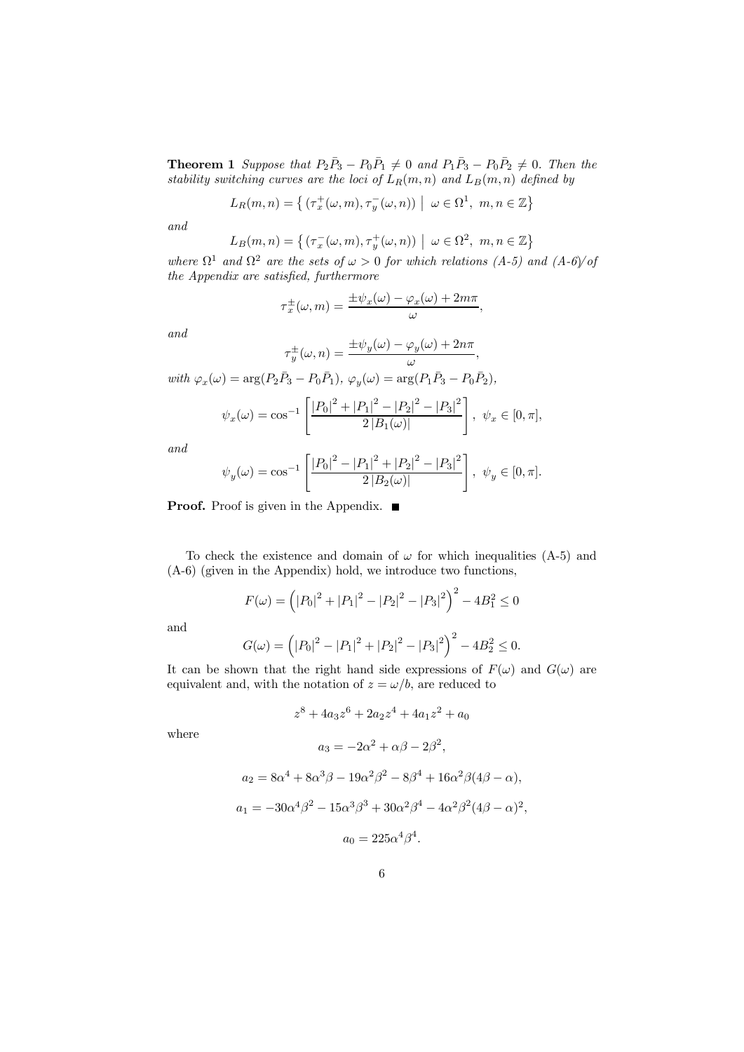**Theorem 1** *Suppose that $P_2\bar{P}_3 - P_0\bar{P}_1 \neq 0$ and $P_1\bar{P}_3 - P_0\bar{P}_2 \neq 0$. Then the stability switching curves are the loci of $L_R(m,n)$ and $L_B(m,n)$ defined by*

$$L_R(m,n) = \left\{ (\tau_x^+(\omega,m), \tau_y^-(\omega,n)) \;\middle|\; \omega \in \Omega^1,\ m,n \in \mathbb{Z} \right\}$$

*and*

$$L_B(m,n) = \left\{ (\tau_x^-(\omega,m), \tau_y^+(\omega,n)) \;\middle|\; \omega \in \Omega^2,\ m,n \in \mathbb{Z} \right\}$$

*where $\Omega^1$ and $\Omega^2$ are the sets of $\omega > 0$ for which relations (A-5) and (A-6) of the Appendix are satisfied, furthermore*

$$\tau_x^\pm(\omega,m) = \frac{\pm\psi_x(\omega) - \varphi_x(\omega) + 2m\pi}{\omega},$$

*and*

$$\tau_y^\pm(\omega,n) = \frac{\pm\psi_y(\omega) - \varphi_y(\omega) + 2n\pi}{\omega},$$

*with $\varphi_x(\omega) = \arg(P_2\bar{P}_3 - P_0\bar{P}_1)$, $\varphi_y(\omega) = \arg(P_1\bar{P}_3 - P_0\bar{P}_2)$,*

$$\psi_x(\omega) = \cos^{-1}\left[\frac{|P_0|^2 + |P_1|^2 - |P_2|^2 - |P_3|^2}{2\,|B_1(\omega)|}\right],\ \psi_x \in [0,\pi],$$

*and*

$$\psi_y(\omega) = \cos^{-1}\left[\frac{|P_0|^2 - |P_1|^2 + |P_2|^2 - |P_3|^2}{2\,|B_2(\omega)|}\right],\ \psi_y \in [0,\pi].$$

**Proof.** Proof is given in the Appendix. ■

To check the existence and domain of $\omega$ for which inequalities (A-5) and (A-6) (given in the Appendix) hold, we introduce two functions,

$$F(\omega) = \left(|P_0|^2 + |P_1|^2 - |P_2|^2 - |P_3|^2\right)^2 - 4B_1^2 \leq 0$$

and

$$G(\omega) = \left(|P_0|^2 - |P_1|^2 + |P_2|^2 - |P_3|^2\right)^2 - 4B_2^2 \leq 0.$$

It can be shown that the right hand side expressions of $F(\omega)$ and $G(\omega)$ are equivalent and, with the notation of $z = \omega/b$, are reduced to

$$z^8 + 4a_3z^6 + 2a_2z^4 + 4a_1z^2 + a_0$$

where

$$a_3 = -2\alpha^2 + \alpha\beta - 2\beta^2,$$

$$a_2 = 8\alpha^4 + 8\alpha^3\beta - 19\alpha^2\beta^2 - 8\beta^4 + 16\alpha^2\beta(4\beta - \alpha),$$

$$a_1 = -30\alpha^4\beta^2 - 15\alpha^3\beta^3 + 30\alpha^2\beta^4 - 4\alpha^2\beta^2(4\beta - \alpha)^2,$$

$$a_0 = 225\alpha^4\beta^4.$$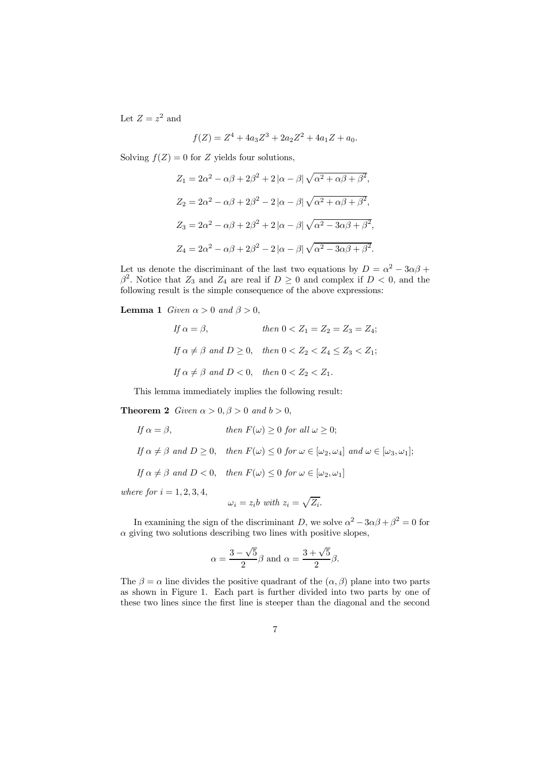Let $Z = z^2$ and

$$f(Z) = Z^4 + 4a_3 Z^3 + 2a_2 Z^2 + 4a_1 Z + a_0.$$

Solving $f(Z) = 0$ for $Z$ yields four solutions,

$$Z_1 = 2\alpha^2 - \alpha\beta + 2\beta^2 + 2\,|\alpha - \beta|\,\sqrt{\alpha^2 + \alpha\beta + \beta^2},$$

$$Z_2 = 2\alpha^2 - \alpha\beta + 2\beta^2 - 2\,|\alpha - \beta|\,\sqrt{\alpha^2 + \alpha\beta + \beta^2},$$

$$Z_3 = 2\alpha^2 - \alpha\beta + 2\beta^2 + 2\,|\alpha - \beta|\,\sqrt{\alpha^2 - 3\alpha\beta + \beta^2},$$

$$Z_4 = 2\alpha^2 - \alpha\beta + 2\beta^2 - 2\,|\alpha - \beta|\,\sqrt{\alpha^2 - 3\alpha\beta + \beta^2}.$$

Let us denote the discriminant of the last two equations by $D = \alpha^2 - 3\alpha\beta + \beta^2$. Notice that $Z_3$ and $Z_4$ are real if $D \geq 0$ and complex if $D < 0$, and the following result is the simple consequence of the above expressions:

**Lemma 1** *Given $\alpha > 0$ and $\beta > 0$,*

*If $\alpha = \beta$, then $0 < Z_1 = Z_2 = Z_3 = Z_4$;*

*If $\alpha \neq \beta$ and $D \geq 0$, then $0 < Z_2 < Z_4 \leq Z_3 < Z_1$;*

*If $\alpha \neq \beta$ and $D < 0$, then $0 < Z_2 < Z_1$.*

This lemma immediately implies the following result:

**Theorem 2** *Given $\alpha > 0, \beta > 0$ and $b > 0$,*

*If $\alpha = \beta$, then $F(\omega) \geq 0$ for all $\omega \geq 0$;*

*If $\alpha \neq \beta$ and $D \geq 0$, then $F(\omega) \leq 0$ for $\omega \in [\omega_2, \omega_4]$ and $\omega \in [\omega_3, \omega_1]$;*

*If $\alpha \neq \beta$ and $D < 0$, then $F(\omega) \leq 0$ for $\omega \in [\omega_2, \omega_1]$*

*where for $i = 1, 2, 3, 4$,*

$$\omega_i = z_i b \text{ with } z_i = \sqrt{Z_i}.$$

In examining the sign of the discriminant $D$, we solve $\alpha^2 - 3\alpha\beta + \beta^2 = 0$ for $\alpha$ giving two solutions describing two lines with positive slopes,

$$\alpha = \frac{3 - \sqrt{5}}{2}\beta \text{ and } \alpha = \frac{3 + \sqrt{5}}{2}\beta.$$

The $\beta = \alpha$ line divides the positive quadrant of the $(\alpha, \beta)$ plane into two parts as shown in Figure 1. Each part is further divided into two parts by one of these two lines since the first line is steeper than the diagonal and the second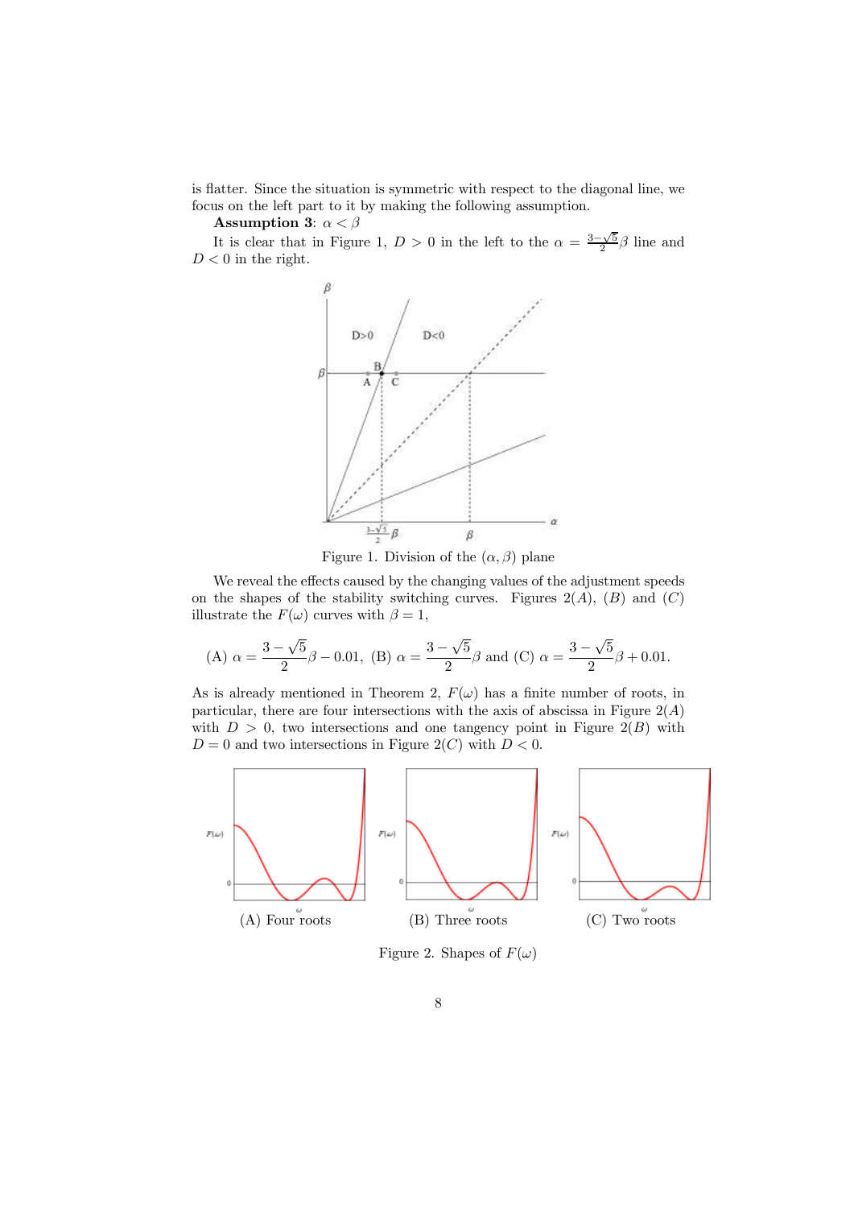is flatter. Since the situation is symmetric with respect to the diagonal line, we focus on the left part to it by making the following assumption.

**Assumption 3**: $\alpha < \beta$

It is clear that in Figure 1, $D > 0$ in the left to the $\alpha = \frac{3-\sqrt{5}}{2}\beta$ line and $D < 0$ in the right.

Figure 1. Division of the $(\alpha, \beta)$ plane

We reveal the effects caused by the changing values of the adjustment speeds on the shapes of the stability switching curves. Figures $2(A)$, $(B)$ and $(C)$ illustrate the $F(\omega)$ curves with $\beta = 1$,

$$\text{(A) } \alpha = \frac{3-\sqrt{5}}{2}\beta - 0.01, \text{ (B) } \alpha = \frac{3-\sqrt{5}}{2}\beta \text{ and (C) } \alpha = \frac{3-\sqrt{5}}{2}\beta + 0.01.$$

As is already mentioned in Theorem 2, $F(\omega)$ has a finite number of roots, in particular, there are four intersections with the axis of abscissa in Figure $2(A)$ with $D > 0$, two intersections and one tangency point in Figure $2(B)$ with $D = 0$ and two intersections in Figure $2(C)$ with $D < 0$.

(A) Four roots

(B) Three roots

(C) Two roots

Figure 2. Shapes of $F(\omega)$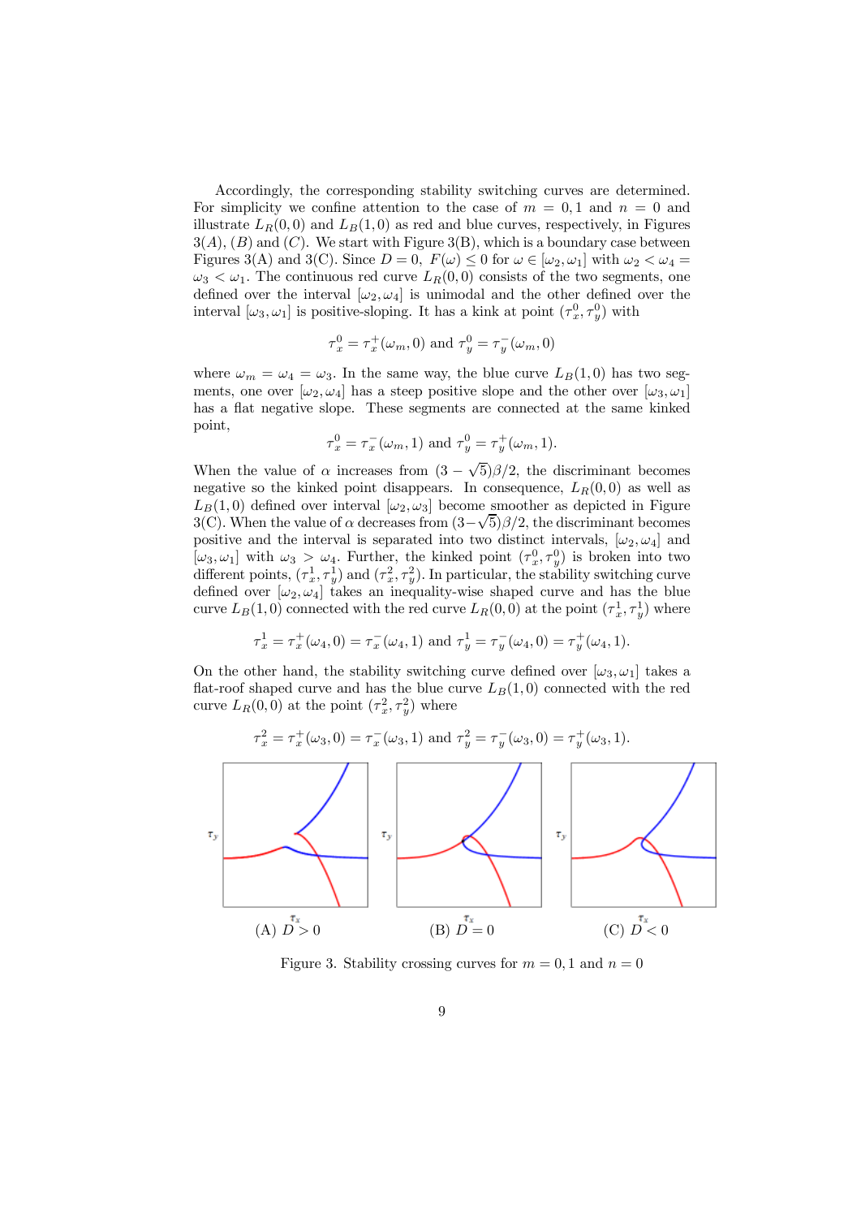Accordingly, the corresponding stability switching curves are determined. For simplicity we confine attention to the case of $m = 0, 1$ and $n = 0$ and illustrate $L_R(0,0)$ and $L_B(1,0)$ as red and blue curves, respectively, in Figures 3(A), (B) and (C). We start with Figure 3(B), which is a boundary case between Figures 3(A) and 3(C). Since $D = 0$, $F(\omega) \leq 0$ for $\omega \in [\omega_2, \omega_1]$ with $\omega_2 < \omega_4 = \omega_3 < \omega_1$. The continuous red curve $L_R(0,0)$ consists of the two segments, one defined over the interval $[\omega_2, \omega_4]$ is unimodal and the other defined over the interval $[\omega_3, \omega_1]$ is positive-sloping. It has a kink at point $(\tau_x^0, \tau_y^0)$ with

$$\tau_x^0 = \tau_x^+(\omega_m, 0) \text{ and } \tau_y^0 = \tau_y^-(\omega_m, 0)$$

where $\omega_m = \omega_4 = \omega_3$. In the same way, the blue curve $L_B(1,0)$ has two segments, one over $[\omega_2, \omega_4]$ has a steep positive slope and the other over $[\omega_3, \omega_1]$ has a flat negative slope. These segments are connected at the same kinked point,

$$\tau_x^0 = \tau_x^-(\omega_m, 1) \text{ and } \tau_y^0 = \tau_y^+(\omega_m, 1).$$

When the value of $\alpha$ increases from $(3 - \sqrt{5})\beta/2$, the discriminant becomes negative so the kinked point disappears. In consequence, $L_R(0,0)$ as well as $L_B(1,0)$ defined over interval $[\omega_2, \omega_3]$ become smoother as depicted in Figure 3(C). When the value of $\alpha$ decreases from $(3-\sqrt{5})\beta/2$, the discriminant becomes positive and the interval is separated into two distinct intervals, $[\omega_2, \omega_4]$ and $[\omega_3, \omega_1]$ with $\omega_3 > \omega_4$. Further, the kinked point $(\tau_x^0, \tau_y^0)$ is broken into two different points, $(\tau_x^1, \tau_y^1)$ and $(\tau_x^2, \tau_y^2)$. In particular, the stability switching curve defined over $[\omega_2, \omega_4]$ takes an inequality-wise shaped curve and has the blue curve $L_B(1,0)$ connected with the red curve $L_R(0,0)$ at the point $(\tau_x^1, \tau_y^1)$ where

$$\tau_x^1 = \tau_x^+(\omega_4, 0) = \tau_x^-(\omega_4, 1) \text{ and } \tau_y^1 = \tau_y^-(\omega_4, 0) = \tau_y^+(\omega_4, 1).$$

On the other hand, the stability switching curve defined over $[\omega_3, \omega_1]$ takes a flat-roof shaped curve and has the blue curve $L_B(1,0)$ connected with the red curve $L_R(0,0)$ at the point $(\tau_x^2, \tau_y^2)$ where

$$\tau_x^2 = \tau_x^+(\omega_3, 0) = \tau_x^-(\omega_3, 1) \text{ and } \tau_y^2 = \tau_y^-(\omega_3, 0) = \tau_y^+(\omega_3, 1).$$

(A) $D > 0$ (B) $D = 0$ (C) $D < 0$

Figure 3. Stability crossing curves for $m = 0, 1$ and $n = 0$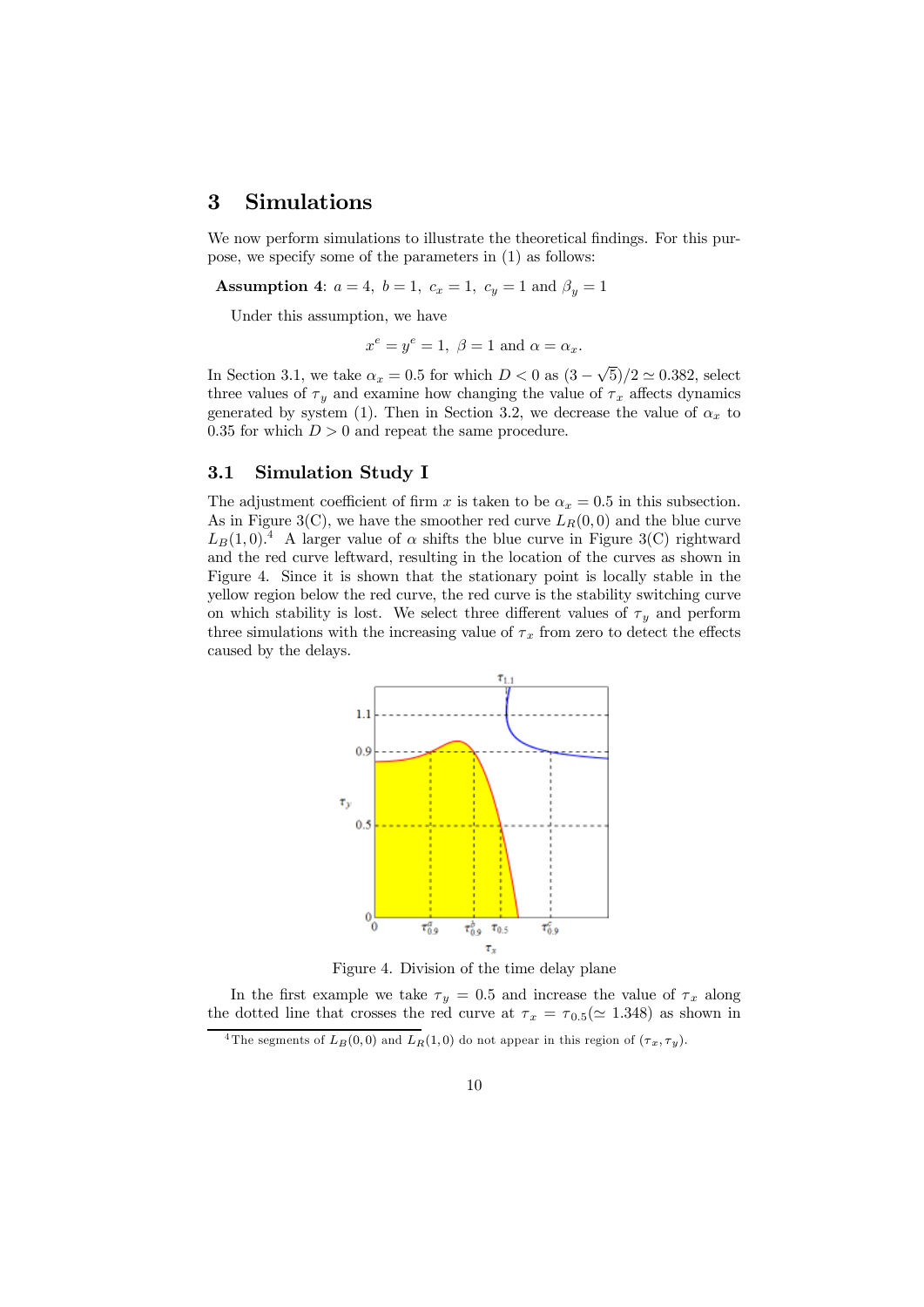# 3 Simulations

We now perform simulations to illustrate the theoretical findings. For this purpose, we specify some of the parameters in (1) as follows:

**Assumption 4**: $a = 4,\ b = 1,\ c_x = 1,\ c_y = 1$ and $\beta_y = 1$

Under this assumption, we have

$$x^e = y^e = 1,\ \beta = 1 \text{ and } \alpha = \alpha_x.$$

In Section 3.1, we take $\alpha_x = 0.5$ for which $D < 0$ as $(3 - \sqrt{5})/2 \simeq 0.382$, select three values of $\tau_y$ and examine how changing the value of $\tau_x$ affects dynamics generated by system (1). Then in Section 3.2, we decrease the value of $\alpha_x$ to 0.35 for which $D > 0$ and repeat the same procedure.

## 3.1 Simulation Study I

The adjustment coefficient of firm $x$ is taken to be $\alpha_x = 0.5$ in this subsection. As in Figure 3(C), we have the smoother red curve $L_R(0,0)$ and the blue curve $L_B(1,0)$.[4] A larger value of $\alpha$ shifts the blue curve in Figure 3(C) rightward and the red curve leftward, resulting in the location of the curves as shown in Figure 4. Since it is shown that the stationary point is locally stable in the yellow region below the red curve, the red curve is the stability switching curve on which stability is lost. We select three different values of $\tau_y$ and perform three simulations with the increasing value of $\tau_x$ from zero to detect the effects caused by the delays.

Figure 4. Division of the time delay plane

In the first example we take $\tau_y = 0.5$ and increase the value of $\tau_x$ along the dotted line that crosses the red curve at $\tau_x = \tau_{0.5} (\simeq 1.348)$ as shown in

[4] The segments of $L_B(0,0)$ and $L_R(1,0)$ do not appear in this region of $(\tau_x, \tau_y)$.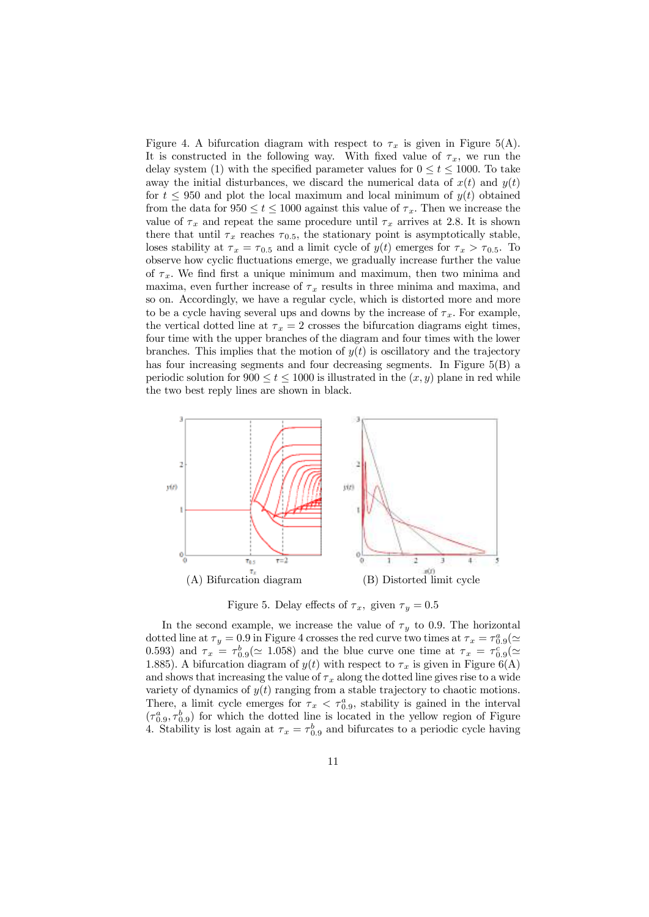Figure 4. A bifurcation diagram with respect to $\tau_x$ is given in Figure 5(A). It is constructed in the following way. With fixed value of $\tau_x$, we run the delay system (1) with the specified parameter values for $0 \leq t \leq 1000$. To take away the initial disturbances, we discard the numerical data of $x(t)$ and $y(t)$ for $t \leq 950$ and plot the local maximum and local minimum of $y(t)$ obtained from the data for $950 \leq t \leq 1000$ against this value of $\tau_x$. Then we increase the value of $\tau_x$ and repeat the same procedure until $\tau_x$ arrives at 2.8. It is shown there that until $\tau_x$ reaches $\tau_{0.5}$, the stationary point is asymptotically stable, loses stability at $\tau_x = \tau_{0.5}$ and a limit cycle of $y(t)$ emerges for $\tau_x > \tau_{0.5}$. To observe how cyclic fluctuations emerge, we gradually increase further the value of $\tau_x$. We find first a unique minimum and maximum, then two minima and maxima, even further increase of $\tau_x$ results in three minima and maxima, and so on. Accordingly, we have a regular cycle, which is distorted more and more to be a cycle having several ups and downs by the increase of $\tau_x$. For example, the vertical dotted line at $\tau_x = 2$ crosses the bifurcation diagrams eight times, four time with the upper branches of the diagram and four times with the lower branches. This implies that the motion of $y(t)$ is oscillatory and the trajectory has four increasing segments and four decreasing segments. In Figure 5(B) a periodic solution for $900 \leq t \leq 1000$ is illustrated in the $(x, y)$ plane in red while the two best reply lines are shown in black.

(A) Bifurcation diagram

(B) Distorted limit cycle

Figure 5. Delay effects of $\tau_x$, given $\tau_y = 0.5$

In the second example, we increase the value of $\tau_y$ to 0.9. The horizontal dotted line at $\tau_y = 0.9$ in Figure 4 crosses the red curve two times at $\tau_x = \tau_{0.9}^a(\simeq 0.593)$ and $\tau_x = \tau_{0.9}^b(\simeq 1.058)$ and the blue curve one time at $\tau_x = \tau_{0.9}^c(\simeq 1.885)$. A bifurcation diagram of $y(t)$ with respect to $\tau_x$ is given in Figure 6(A) and shows that increasing the value of $\tau_x$ along the dotted line gives rise to a wide variety of dynamics of $y(t)$ ranging from a stable trajectory to chaotic motions. There, a limit cycle emerges for $\tau_x < \tau_{0.9}^a$, stability is gained in the interval $(\tau_{0.9}^a, \tau_{0.9}^b)$ for which the dotted line is located in the yellow region of Figure 4. Stability is lost again at $\tau_x = \tau_{0.9}^b$ and bifurcates to a periodic cycle having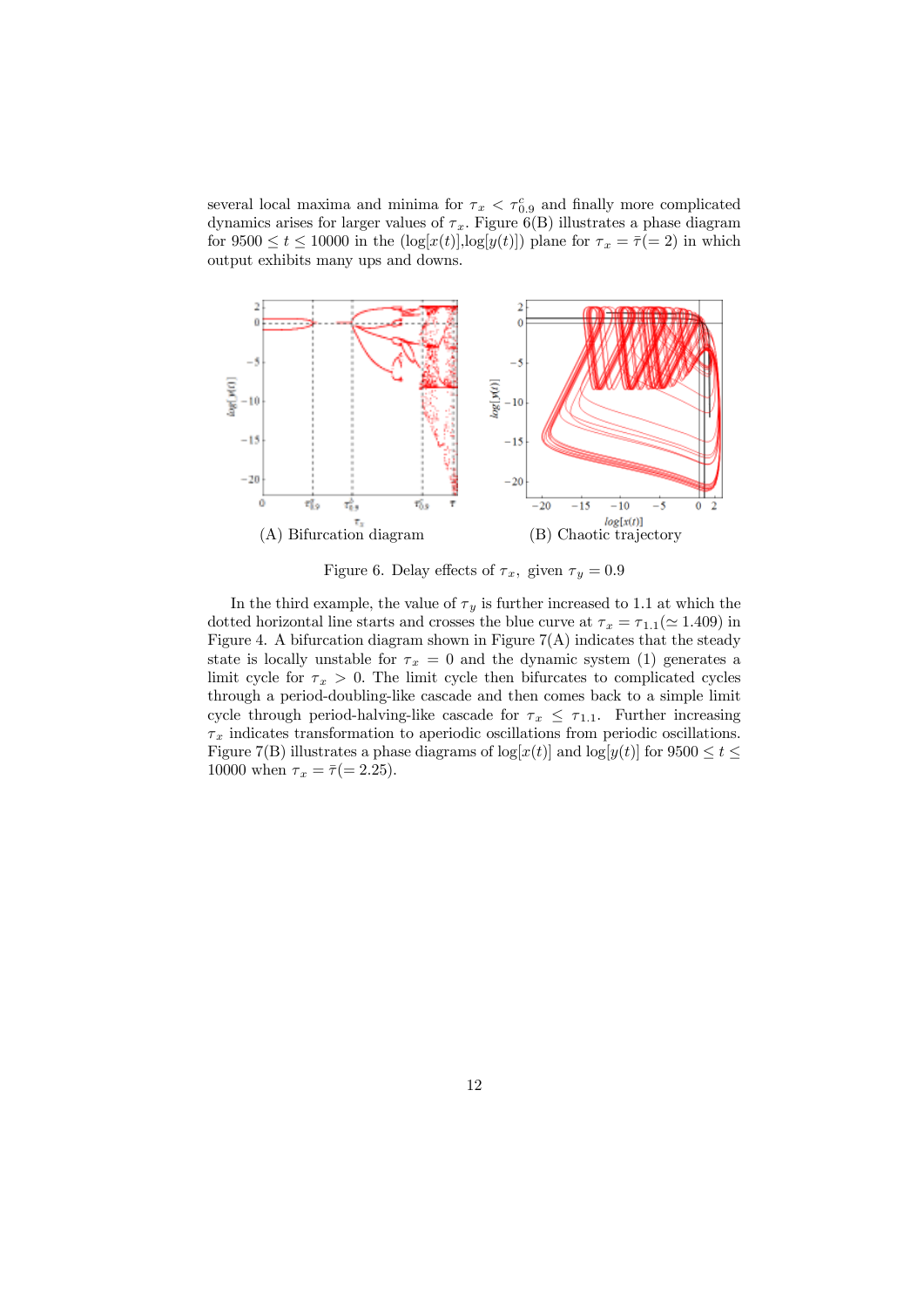several local maxima and minima for $\tau_x < \tau^c_{0.9}$ and finally more complicated dynamics arises for larger values of $\tau_x$. Figure 6(B) illustrates a phase diagram for $9500 \leq t \leq 10000$ in the $(\log[x(t)], \log[y(t)])$ plane for $\tau_x = \bar{\tau}(= 2)$ in which output exhibits many ups and downs.

(A) Bifurcation diagram (B) Chaotic trajectory

Figure 6. Delay effects of $\tau_x$, given $\tau_y = 0.9$

In the third example, the value of $\tau_y$ is further increased to 1.1 at which the dotted horizontal line starts and crosses the blue curve at $\tau_x = \tau_{1.1}(\simeq 1.409)$ in Figure 4. A bifurcation diagram shown in Figure 7(A) indicates that the steady state is locally unstable for $\tau_x = 0$ and the dynamic system (1) generates a limit cycle for $\tau_x > 0$. The limit cycle then bifurcates to complicated cycles through a period-doubling-like cascade and then comes back to a simple limit cycle through period-halving-like cascade for $\tau_x \leq \tau_{1.1}$. Further increasing $\tau_x$ indicates transformation to aperiodic oscillations from periodic oscillations. Figure 7(B) illustrates a phase diagrams of $\log[x(t)]$ and $\log[y(t)]$ for $9500 \leq t \leq 10000$ when $\tau_x = \bar{\tau}(= 2.25)$.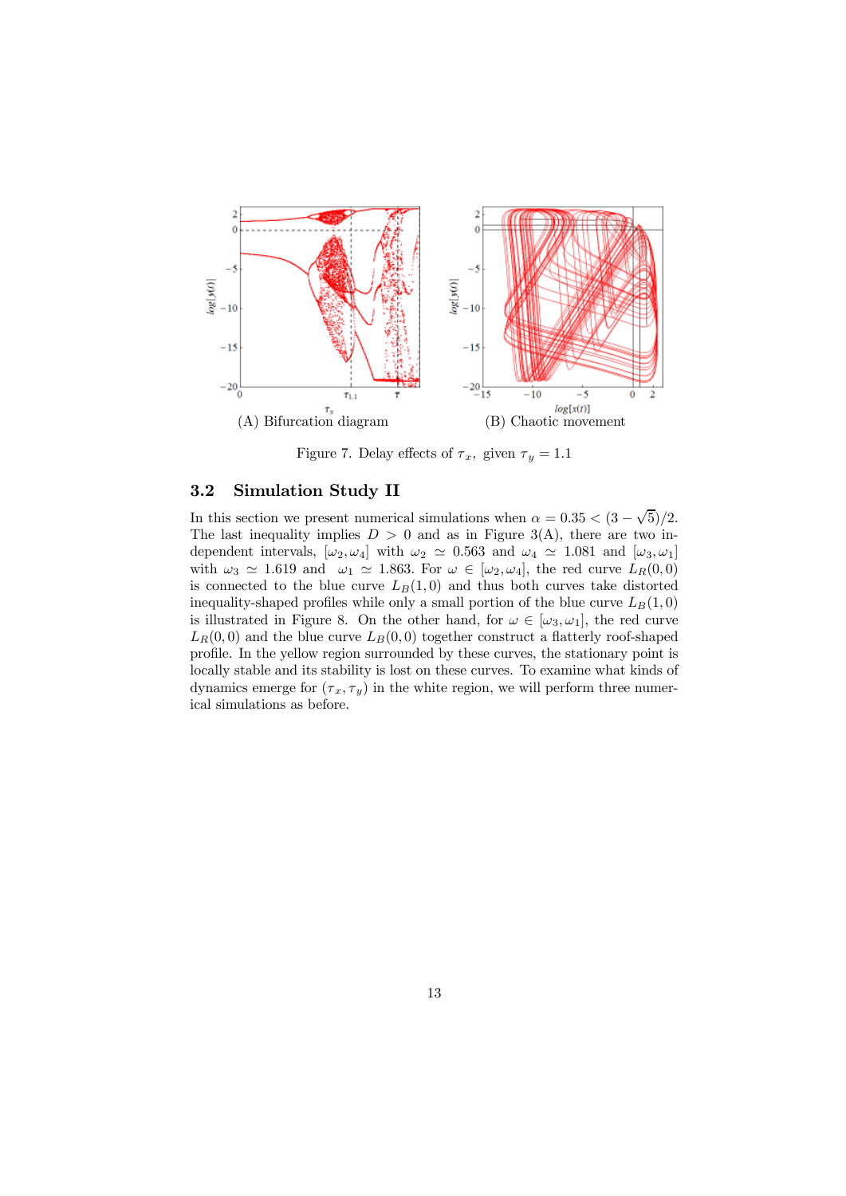(A) Bifurcation diagram (B) Chaotic movement

Figure 7. Delay effects of $\tau_x$, given $\tau_y = 1.1$

### 3.2 Simulation Study II

In this section we present numerical simulations when $\alpha = 0.35 < (3 - \sqrt{5})/2$. The last inequality implies $D > 0$ and as in Figure 3(A), there are two independent intervals, $[\omega_2, \omega_4]$ with $\omega_2 \simeq 0.563$ and $\omega_4 \simeq 1.081$ and $[\omega_3, \omega_1]$ with $\omega_3 \simeq 1.619$ and $\omega_1 \simeq 1.863$. For $\omega \in [\omega_2, \omega_4]$, the red curve $L_R(0,0)$ is connected to the blue curve $L_B(1,0)$ and thus both curves take distorted inequality-shaped profiles while only a small portion of the blue curve $L_B(1,0)$ is illustrated in Figure 8. On the other hand, for $\omega \in [\omega_3, \omega_1]$, the red curve $L_R(0,0)$ and the blue curve $L_B(0,0)$ together construct a flatterly roof-shaped profile. In the yellow region surrounded by these curves, the stationary point is locally stable and its stability is lost on these curves. To examine what kinds of dynamics emerge for $(\tau_x, \tau_y)$ in the white region, we will perform three numerical simulations as before.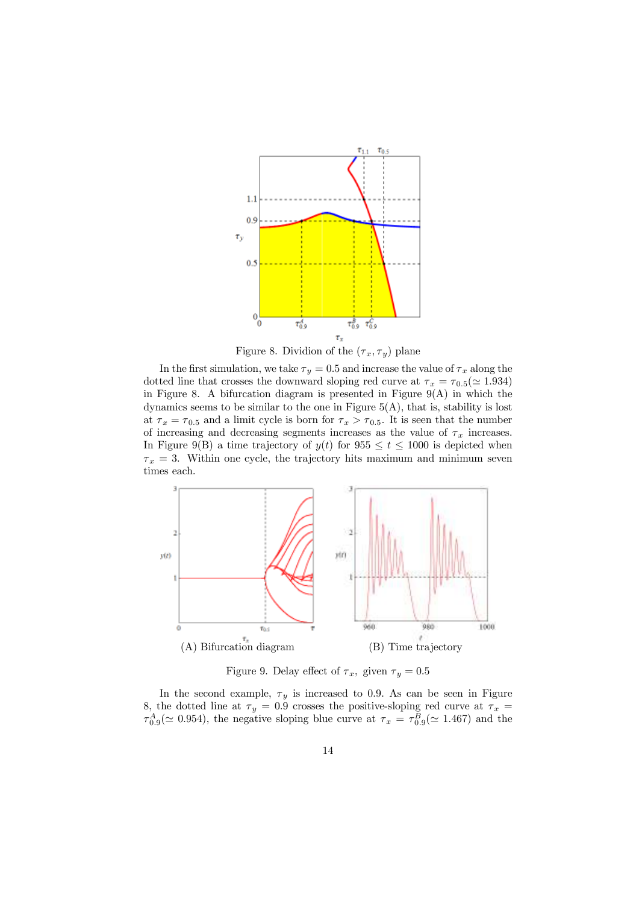Figure 8. Dividion of the $(\tau_x, \tau_y)$ plane

In the first simulation, we take $\tau_y = 0.5$ and increase the value of $\tau_x$ along the dotted line that crosses the downward sloping red curve at $\tau_x = \tau_{0.5}(\simeq 1.934)$ in Figure 8. A bifurcation diagram is presented in Figure 9(A) in which the dynamics seems to be similar to the one in Figure 5(A), that is, stability is lost at $\tau_x = \tau_{0.5}$ and a limit cycle is born for $\tau_x > \tau_{0.5}$. It is seen that the number of increasing and decreasing segments increases as the value of $\tau_x$ increases. In Figure 9(B) a time trajectory of $y(t)$ for $955 \leq t \leq 1000$ is depicted when $\tau_x = 3$. Within one cycle, the trajectory hits maximum and minimum seven times each.

(A) Bifurcation diagram

(B) Time trajectory

Figure 9. Delay effect of $\tau_x$, given $\tau_y = 0.5$

In the second example, $\tau_y$ is increased to 0.9. As can be seen in Figure 8, the dotted line at $\tau_y = 0.9$ crosses the positive-sloping red curve at $\tau_x = \tau_{0.9}^A(\simeq 0.954)$, the negative sloping blue curve at $\tau_x = \tau_{0.9}^B(\simeq 1.467)$ and the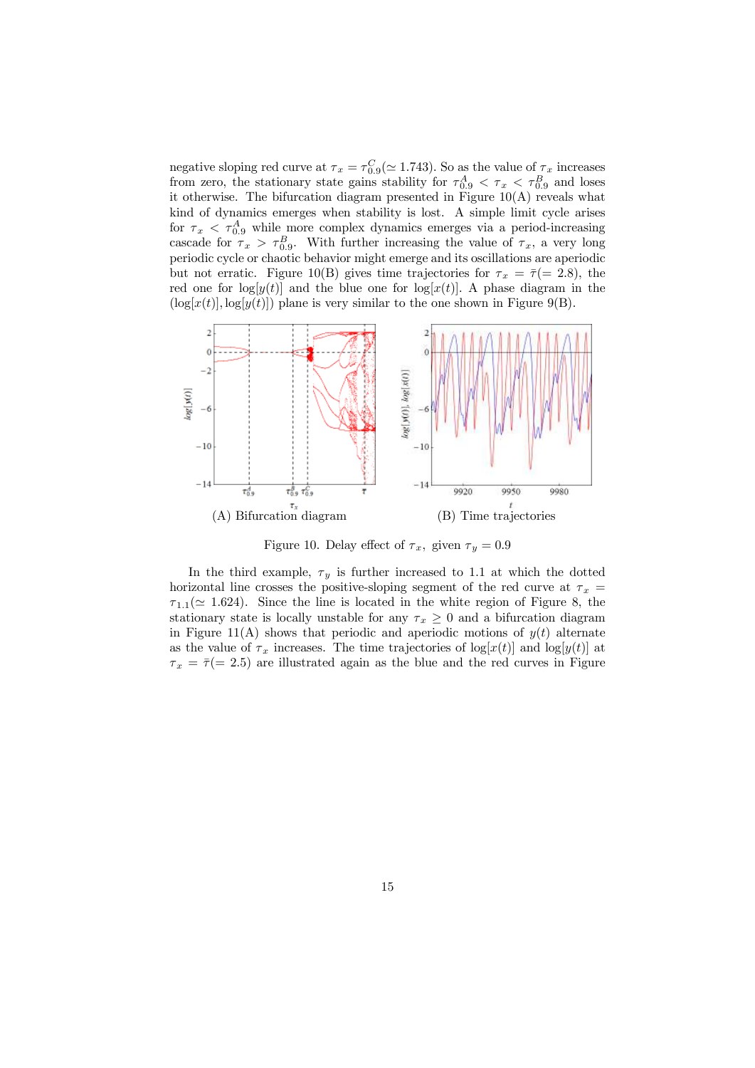negative sloping red curve at $\tau_x = \tau_{0.9}^C (\simeq 1.743)$. So as the value of $\tau_x$ increases from zero, the stationary state gains stability for $\tau_{0.9}^A < \tau_x < \tau_{0.9}^B$ and loses it otherwise. The bifurcation diagram presented in Figure 10(A) reveals what kind of dynamics emerges when stability is lost. A simple limit cycle arises for $\tau_x < \tau_{0.9}^A$ while more complex dynamics emerges via a period-increasing cascade for $\tau_x > \tau_{0.9}^B$. With further increasing the value of $\tau_x$, a very long periodic cycle or chaotic behavior might emerge and its oscillations are aperiodic but not erratic. Figure 10(B) gives time trajectories for $\tau_x = \bar{\tau}(= 2.8)$, the red one for $\log[y(t)]$ and the blue one for $\log[x(t)]$. A phase diagram in the $(\log[x(t)], \log[y(t)])$ plane is very similar to the one shown in Figure 9(B).

(A) Bifurcation diagram (B) Time trajectories

Figure 10. Delay effect of $\tau_x$, given $\tau_y = 0.9$

In the third example, $\tau_y$ is further increased to 1.1 at which the dotted horizontal line crosses the positive-sloping segment of the red curve at $\tau_x = \tau_{1.1} (\simeq 1.624)$. Since the line is located in the white region of Figure 8, the stationary state is locally unstable for any $\tau_x \geq 0$ and a bifurcation diagram in Figure 11(A) shows that periodic and aperiodic motions of $y(t)$ alternate as the value of $\tau_x$ increases. The time trajectories of $\log[x(t)]$ and $\log[y(t)]$ at $\tau_x = \bar{\tau}(= 2.5)$ are illustrated again as the blue and the red curves in Figure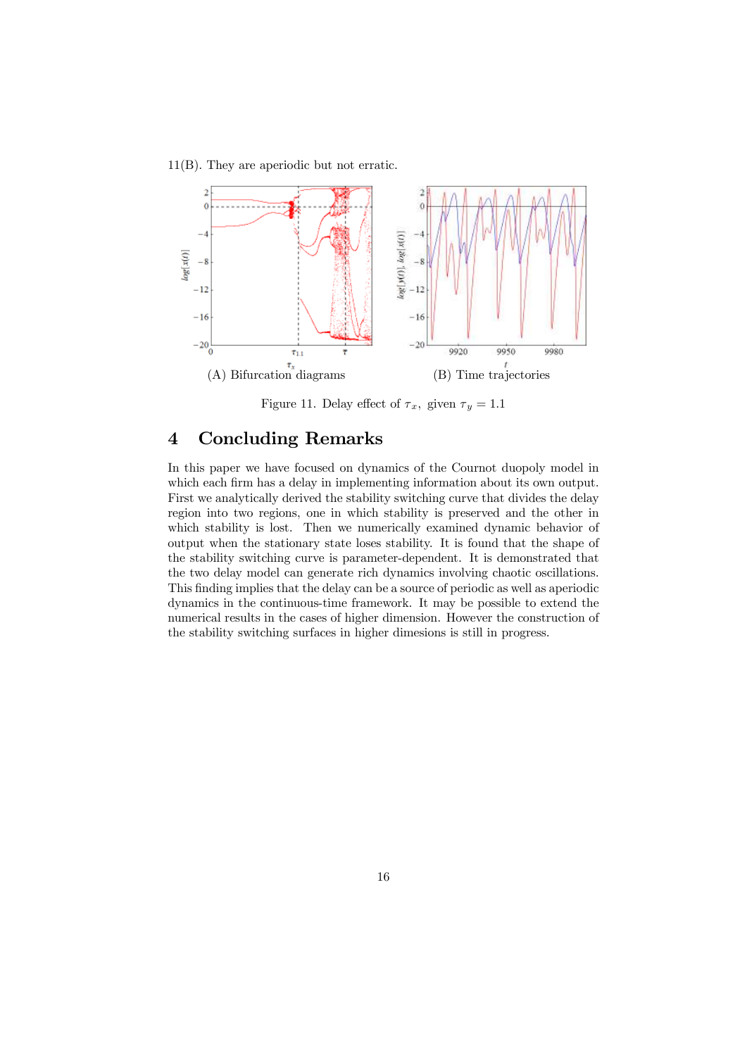11(B). They are aperiodic but not erratic.

(A) Bifurcation diagrams

(B) Time trajectories

Figure 11. Delay effect of $\tau_x$, given $\tau_y = 1.1$

# 4 Concluding Remarks

In this paper we have focused on dynamics of the Cournot duopoly model in which each firm has a delay in implementing information about its own output. First we analytically derived the stability switching curve that divides the delay region into two regions, one in which stability is preserved and the other in which stability is lost. Then we numerically examined dynamic behavior of output when the stationary state loses stability. It is found that the shape of the stability switching curve is parameter-dependent. It is demonstrated that the two delay model can generate rich dynamics involving chaotic oscillations. This finding implies that the delay can be a source of periodic as well as aperiodic dynamics in the continuous-time framework. It may be possible to extend the numerical results in the cases of higher dimension. However the construction of the stability switching surfaces in higher dimesions is still in progress.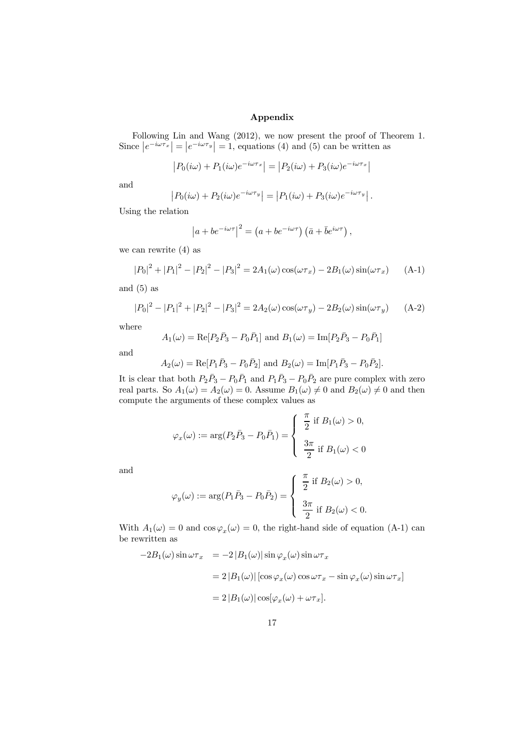## Appendix

Following Lin and Wang (2012), we now present the proof of Theorem 1. Since $\left|e^{-i\omega\tau_x}\right| = \left|e^{-i\omega\tau_y}\right| = 1$, equations (4) and (5) can be written as

$$\left|P_0(i\omega) + P_1(i\omega)e^{-i\omega\tau_x}\right| = \left|P_2(i\omega) + P_3(i\omega)e^{-i\omega\tau_x}\right|$$

and

$$\left|P_0(i\omega) + P_2(i\omega)e^{-i\omega\tau_y}\right| = \left|P_1(i\omega) + P_3(i\omega)e^{-i\omega\tau_y}\right|.$$

Using the relation

$$\left|a + be^{-i\omega\tau}\right|^2 = \left(a + be^{-i\omega\tau}\right)\left(\bar{a} + \bar{b}e^{i\omega\tau}\right),$$

we can rewrite (4) as

$$|P_0|^2 + |P_1|^2 - |P_2|^2 - |P_3|^2 = 2A_1(\omega)\cos(\omega\tau_x) - 2B_1(\omega)\sin(\omega\tau_x) \qquad \text{(A-1)}$$

and (5) as

$$|P_0|^2 - |P_1|^2 + |P_2|^2 - |P_3|^2 = 2A_2(\omega)\cos(\omega\tau_y) - 2B_2(\omega)\sin(\omega\tau_y) \qquad \text{(A-2)}$$

where

$$A_1(\omega) = \mathrm{Re}[P_2\bar{P}_3 - P_0\bar{P}_1] \text{ and } B_1(\omega) = \mathrm{Im}[P_2\bar{P}_3 - P_0\bar{P}_1]$$

and

$$A_2(\omega) = \mathrm{Re}[P_1\bar{P}_3 - P_0\bar{P}_2] \text{ and } B_2(\omega) = \mathrm{Im}[P_1\bar{P}_3 - P_0\bar{P}_2].$$

It is clear that both $P_2\bar{P}_3 - P_0\bar{P}_1$ and $P_1\bar{P}_3 - P_0\bar{P}_2$ are pure complex with zero real parts. So $A_1(\omega) = A_2(\omega) = 0$. Assume $B_1(\omega) \neq 0$ and $B_2(\omega) \neq 0$ and then compute the arguments of these complex values as

$$\varphi_x(\omega) := \arg(P_2\bar{P}_3 - P_0\bar{P}_1) = \begin{cases} \dfrac{\pi}{2} \text{ if } B_1(\omega) > 0, \\[2ex] \dfrac{3\pi}{2} \text{ if } B_1(\omega) < 0 \end{cases}$$

and

$$\varphi_y(\omega) := \arg(P_1\bar{P}_3 - P_0\bar{P}_2) = \begin{cases} \dfrac{\pi}{2} \text{ if } B_2(\omega) > 0, \\[2ex] \dfrac{3\pi}{2} \text{ if } B_2(\omega) < 0. \end{cases}$$

With $A_1(\omega) = 0$ and $\cos\varphi_x(\omega) = 0$, the right-hand side of equation (A-1) can be rewritten as

$$\begin{aligned} -2B_1(\omega)\sin\omega\tau_x &= -2\left|B_1(\omega)\right|\sin\varphi_x(\omega)\sin\omega\tau_x \\ &= 2\left|B_1(\omega)\right|\left[\cos\varphi_x(\omega)\cos\omega\tau_x - \sin\varphi_x(\omega)\sin\omega\tau_x\right] \\ &= 2\left|B_1(\omega)\right|\cos[\varphi_x(\omega) + \omega\tau_x]. \end{aligned}$$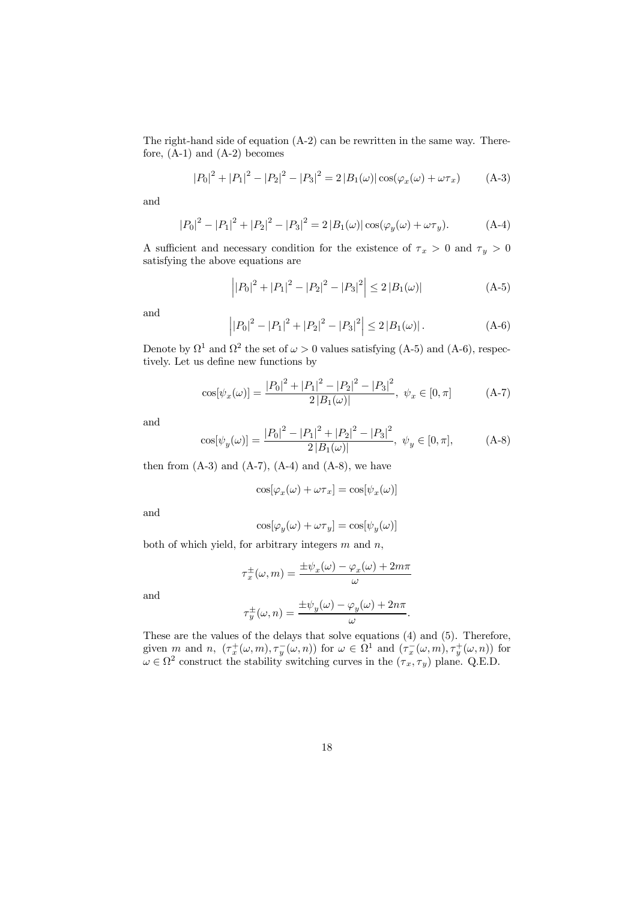The right-hand side of equation (A-2) can be rewritten in the same way. Therefore, (A-1) and (A-2) becomes

$$\left|P_0\right|^2 + \left|P_1\right|^2 - \left|P_2\right|^2 - \left|P_3\right|^2 = 2\left|B_1(\omega)\right|\cos(\varphi_x(\omega) + \omega\tau_x) \tag{A-3}$$

and

$$\left|P_0\right|^2 - \left|P_1\right|^2 + \left|P_2\right|^2 - \left|P_3\right|^2 = 2\left|B_1(\omega)\right|\cos(\varphi_y(\omega) + \omega\tau_y). \tag{A-4}$$

A sufficient and necessary condition for the existence of $\tau_x > 0$ and $\tau_y > 0$ satisfying the above equations are

$$\left|\left|P_0\right|^2 + \left|P_1\right|^2 - \left|P_2\right|^2 - \left|P_3\right|^2\right| \leq 2\left|B_1(\omega)\right| \tag{A-5}$$

and

$$\left|\left|P_0\right|^2 - \left|P_1\right|^2 + \left|P_2\right|^2 - \left|P_3\right|^2\right| \leq 2\left|B_1(\omega)\right|. \tag{A-6}$$

Denote by $\Omega^1$ and $\Omega^2$ the set of $\omega > 0$ values satisfying (A-5) and (A-6), respectively. Let us define new functions by

$$\cos[\psi_x(\omega)] = \frac{\left|P_0\right|^2 + \left|P_1\right|^2 - \left|P_2\right|^2 - \left|P_3\right|^2}{2\left|B_1(\omega)\right|},\ \psi_x \in [0, \pi] \tag{A-7}$$

and

$$\cos[\psi_y(\omega)] = \frac{\left|P_0\right|^2 - \left|P_1\right|^2 + \left|P_2\right|^2 - \left|P_3\right|^2}{2\left|B_1(\omega)\right|},\ \psi_y \in [0, \pi], \tag{A-8}$$

then from (A-3) and (A-7), (A-4) and (A-8), we have

$$\cos[\varphi_x(\omega) + \omega\tau_x] = \cos[\psi_x(\omega)]$$

and

$$\cos[\varphi_y(\omega) + \omega\tau_y] = \cos[\psi_y(\omega)]$$

both of which yield, for arbitrary integers $m$ and $n$,

$$\tau_x^{\pm}(\omega, m) = \frac{\pm\psi_x(\omega) - \varphi_x(\omega) + 2m\pi}{\omega}$$

and

$$\tau_y^{\pm}(\omega, n) = \frac{\pm\psi_y(\omega) - \varphi_y(\omega) + 2n\pi}{\omega}.$$

These are the values of the delays that solve equations (4) and (5). Therefore, given $m$ and $n$, $(\tau_x^+(\omega, m), \tau_y^-(\omega, n))$ for $\omega \in \Omega^1$ and $(\tau_x^-(\omega, m), \tau_y^+(\omega, n))$ for $\omega \in \Omega^2$ construct the stability switching curves in the $(\tau_x, \tau_y)$ plane. Q.E.D.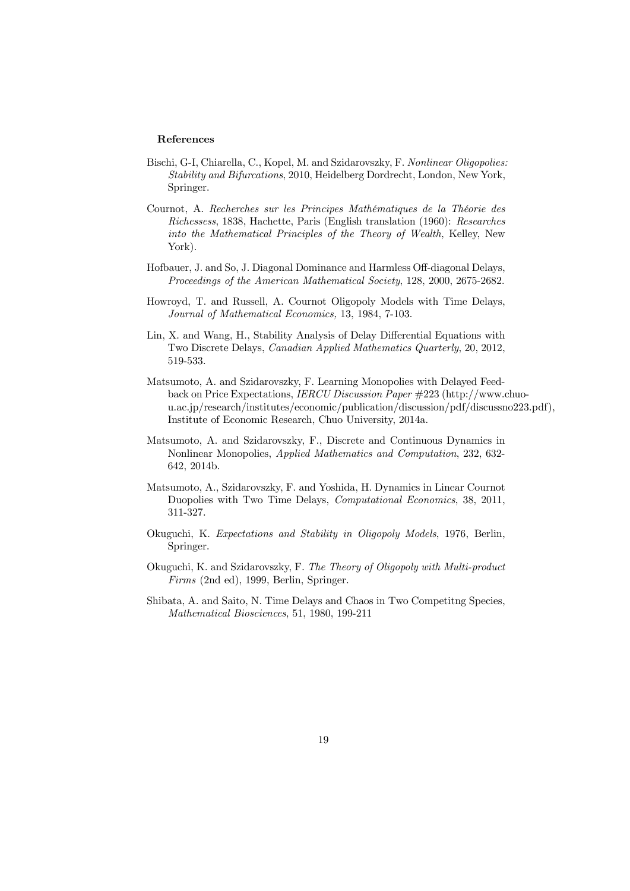#### References

Bischi, G-I, Chiarella, C., Kopel, M. and Szidarovszky, F. *Nonlinear Oligopolies: Stability and Bifurcations*, 2010, Heidelberg Dordrecht, London, New York, Springer.

Cournot, A. *Recherches sur les Principes Mathématiques de la Théorie des Richessess*, 1838, Hachette, Paris (English translation (1960): *Researches into the Mathematical Principles of the Theory of Wealth*, Kelley, New York).

Hofbauer, J. and So, J. Diagonal Dominance and Harmless Off-diagonal Delays, *Proceedings of the American Mathematical Society*, 128, 2000, 2675-2682.

Howroyd, T. and Russell, A. Cournot Oligopoly Models with Time Delays, *Journal of Mathematical Economics,* 13, 1984, 7-103.

Lin, X. and Wang, H., Stability Analysis of Delay Differential Equations with Two Discrete Delays, *Canadian Applied Mathematics Quarterly*, 20, 2012, 519-533.

Matsumoto, A. and Szidarovszky, F. Learning Monopolies with Delayed Feedback on Price Expectations, *IERCU Discussion Paper* #223 (http://www.chuo-u.ac.jp/research/institutes/economic/publication/discussion/pdf/discussno223.pdf), Institute of Economic Research, Chuo University, 2014a.

Matsumoto, A. and Szidarovszky, F., Discrete and Continuous Dynamics in Nonlinear Monopolies, *Applied Mathematics and Computation*, 232, 632-642, 2014b.

Matsumoto, A., Szidarovszky, F. and Yoshida, H. Dynamics in Linear Cournot Duopolies with Two Time Delays, *Computational Economics*, 38, 2011, 311-327.

Okuguchi, K. *Expectations and Stability in Oligopoly Models*, 1976, Berlin, Springer.

Okuguchi, K. and Szidarovszky, F. *The Theory of Oligopoly with Multi-product Firms* (2nd ed), 1999, Berlin, Springer.

Shibata, A. and Saito, N. Time Delays and Chaos in Two Competitng Species, *Mathematical Biosciences*, 51, 1980, 199-211